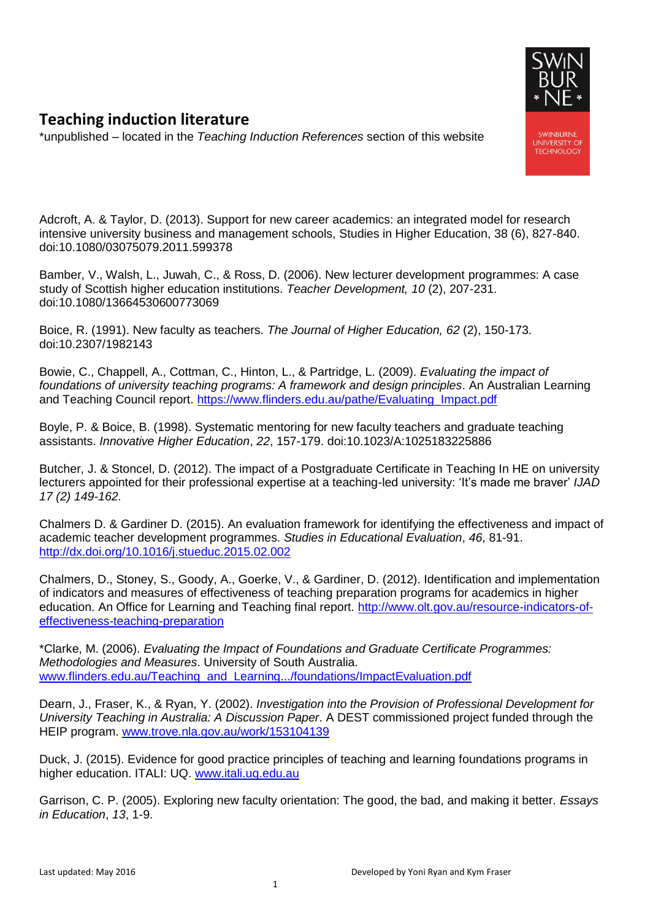## Teaching induction literature

*unpublished – located in the *Teaching Induction References* section of this website

Adcroft, A. & Taylor, D. (2013). Support for new career academics: an integrated model for research intensive university business and management schools, Studies in Higher Education, 38 (6), 827-840. doi:10.1080/03075079.2011.599378

Bamber, V., Walsh, L., Juwah, C., & Ross, D. (2006). New lecturer development programmes: A case study of Scottish higher education institutions. *Teacher Development, 10* (2), 207-231. doi:10.1080/13664530600773069

Boice, R. (1991). New faculty as teachers. *The Journal of Higher Education, 62* (2), 150-173. doi:10.2307/1982143

Bowie, C., Chappell, A., Cottman, C., Hinton, L., & Partridge, L. (2009). *Evaluating the impact of foundations of university teaching programs: A framework and design principles*. An Australian Learning and Teaching Council report. https://www.flinders.edu.au/pathe/Evaluating_Impact.pdf

Boyle, P. & Boice, B. (1998). Systematic mentoring for new faculty teachers and graduate teaching assistants. *Innovative Higher Education*, *22*, 157-179. doi:10.1023/A:1025183225886

Butcher, J. & Stoncel, D. (2012). The impact of a Postgraduate Certificate in Teaching In HE on university lecturers appointed for their professional expertise at a teaching-led university: 'It's made me braver' *IJAD 17 (2) 149-162.*

Chalmers D. & Gardiner D. (2015). An evaluation framework for identifying the effectiveness and impact of academic teacher development programmes. *Studies in Educational Evaluation*, *46*, 81-91. http://dx.doi.org/10.1016/j.stueduc.2015.02.002

Chalmers, D., Stoney, S., Goody, A., Goerke, V., & Gardiner, D. (2012). Identification and implementation of indicators and measures of effectiveness of teaching preparation programs for academics in higher education. An Office for Learning and Teaching final report. http://www.olt.gov.au/resource-indicators-of-effectiveness-teaching-preparation

*Clarke, M. (2006). *Evaluating the Impact of Foundations and Graduate Certificate Programmes: Methodologies and Measures*. University of South Australia. www.flinders.edu.au/Teaching_and_Learning.../foundations/ImpactEvaluation.pdf

Dearn, J., Fraser, K., & Ryan, Y. (2002). *Investigation into the Provision of Professional Development for University Teaching in Australia: A Discussion Paper*. A DEST commissioned project funded through the HEIP program. www.trove.nla.gov.au/work/153104139

Duck, J. (2015). Evidence for good practice principles of teaching and learning foundations programs in higher education. ITALI: UQ. www.itali.uq.edu.au

Garrison, C. P. (2005). Exploring new faculty orientation: The good, the bad, and making it better. *Essays in Education*, *13*, 1-9.

Last updated: May 2016 Developed by Yoni Ryan and Kym Fraser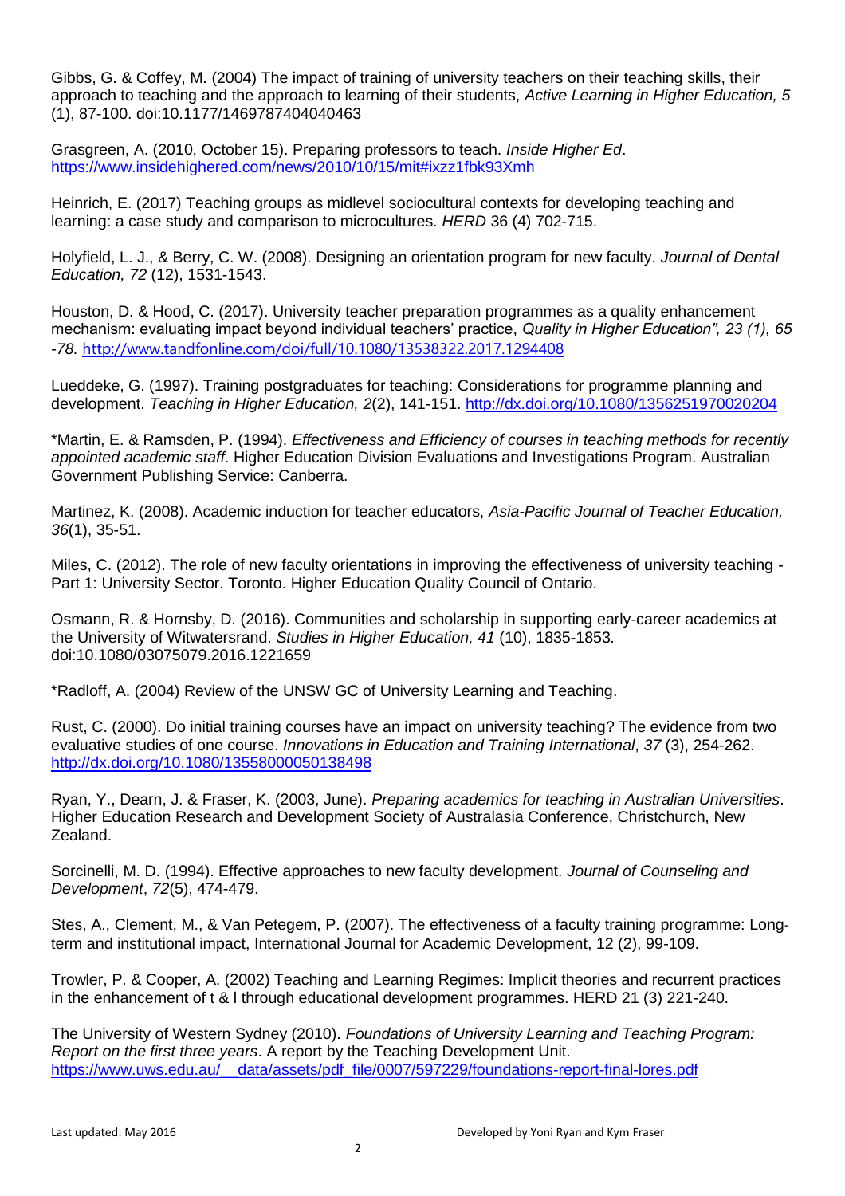Gibbs, G. & Coffey, M. (2004) The impact of training of university teachers on their teaching skills, their approach to teaching and the approach to learning of their students, *Active Learning in Higher Education, 5* (1), 87-100. doi:10.1177/1469787404040463

Grasgreen, A. (2010, October 15). Preparing professors to teach. *Inside Higher Ed*. https://www.insidehighered.com/news/2010/10/15/mit#ixzz1fbk93Xmh

Heinrich, E. (2017) Teaching groups as midlevel sociocultural contexts for developing teaching and learning: a case study and comparison to microcultures. *HERD* 36 (4) 702-715.

Holyfield, L. J., & Berry, C. W. (2008). Designing an orientation program for new faculty. *Journal of Dental Education, 72* (12), 1531-1543.

Houston, D. & Hood, C. (2017). University teacher preparation programmes as a quality enhancement mechanism: evaluating impact beyond individual teachers' practice, *Quality in Higher Education", 23 (1), 65 -78.* http://www.tandfonline.com/doi/full/10.1080/13538322.2017.1294408

Lueddeke, G. (1997). Training postgraduates for teaching: Considerations for programme planning and development. *Teaching in Higher Education, 2*(2), 141-151. http://dx.doi.org/10.1080/1356251970020204

*Martin, E. & Ramsden, P. (1994). *Effectiveness and Efficiency of courses in teaching methods for recently appointed academic staff*. Higher Education Division Evaluations and Investigations Program. Australian Government Publishing Service: Canberra.

Martinez, K. (2008). Academic induction for teacher educators, *Asia-Pacific Journal of Teacher Education, 36*(1), 35-51.

Miles, C. (2012). The role of new faculty orientations in improving the effectiveness of university teaching - Part 1: University Sector. Toronto. Higher Education Quality Council of Ontario.

Osmann, R. & Hornsby, D. (2016). Communities and scholarship in supporting early-career academics at the University of Witwatersrand. *Studies in Higher Education, 41* (10), 1835-1853. doi:10.1080/03075079.2016.1221659

*Radloff, A. (2004) Review of the UNSW GC of University Learning and Teaching.

Rust, C. (2000). Do initial training courses have an impact on university teaching? The evidence from two evaluative studies of one course. *Innovations in Education and Training International*, *37* (3), 254-262. http://dx.doi.org/10.1080/13558000050138498

Ryan, Y., Dearn, J. & Fraser, K. (2003, June). *Preparing academics for teaching in Australian Universities*. Higher Education Research and Development Society of Australasia Conference, Christchurch, New Zealand.

Sorcinelli, M. D. (1994). Effective approaches to new faculty development. *Journal of Counseling and Development*, *72*(5), 474-479.

Stes, A., Clement, M., & Van Petegem, P. (2007). The effectiveness of a faculty training programme: Long-term and institutional impact, International Journal for Academic Development, 12 (2), 99-109.

Trowler, P. & Cooper, A. (2002) Teaching and Learning Regimes: Implicit theories and recurrent practices in the enhancement of t & l through educational development programmes. HERD 21 (3) 221-240.

The University of Western Sydney (2010). *Foundations of University Learning and Teaching Program: Report on the first three years*. A report by the Teaching Development Unit. https://www.uws.edu.au/__data/assets/pdf_file/0007/597229/foundations-report-final-lores.pdf

Last updated: May 2016

Developed by Yoni Ryan and Kym Fraser